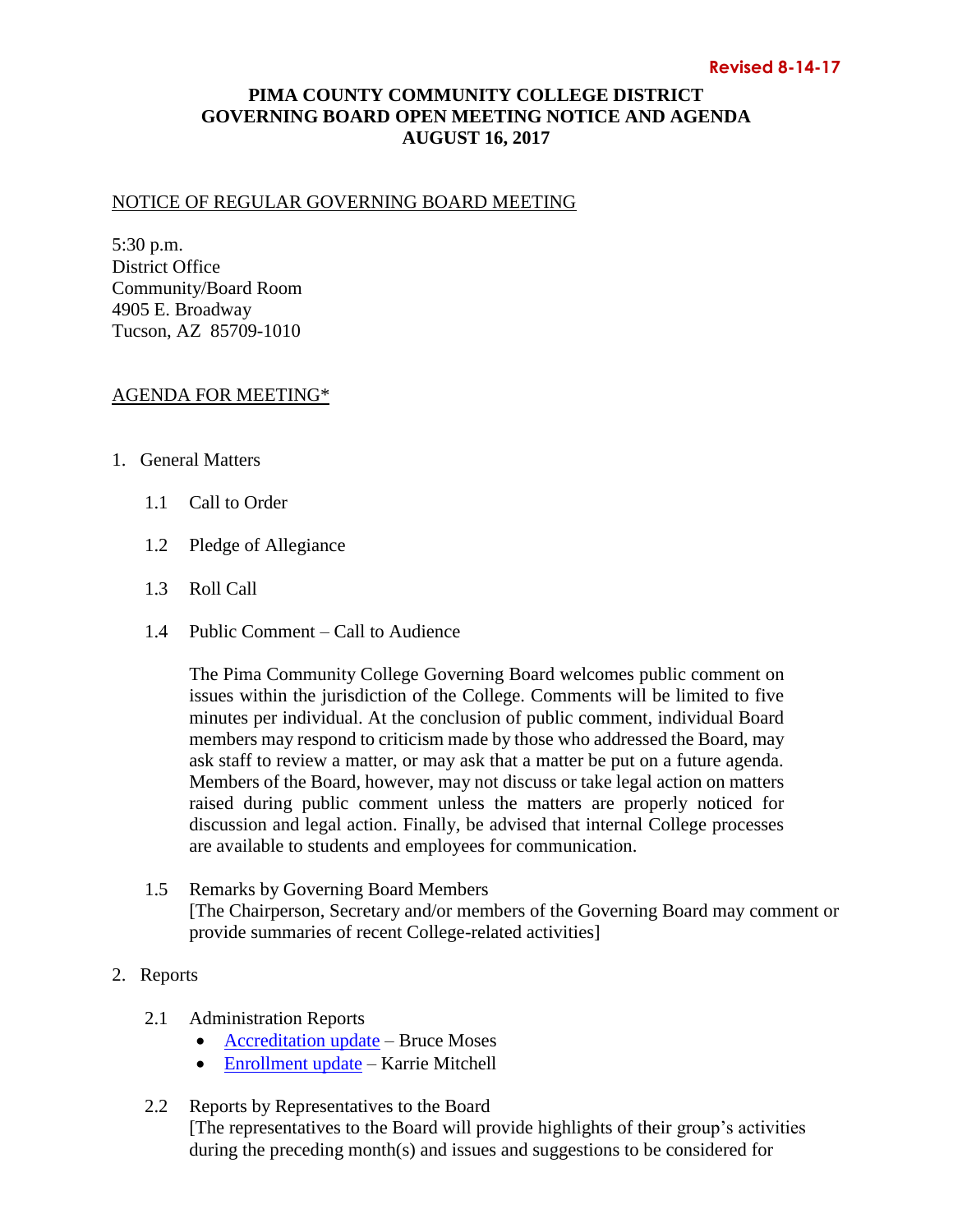**Revised 8-14-17**

# PIMA COUNTY COMMUNITY COLLEGE DISTRICT
# GOVERNING BOARD OPEN MEETING NOTICE AND AGENDA
# AUGUST 16, 2017

## NOTICE OF REGULAR GOVERNING BOARD MEETING

5:30 p.m.
District Office
Community/Board Room
4905 E. Broadway
Tucson, AZ 85709-1010

## AGENDA FOR MEETING*

1. General Matters

   1.1 Call to Order

   1.2 Pledge of Allegiance

   1.3 Roll Call

   1.4 Public Comment – Call to Audience

   The Pima Community College Governing Board welcomes public comment on issues within the jurisdiction of the College. Comments will be limited to five minutes per individual. At the conclusion of public comment, individual Board members may respond to criticism made by those who addressed the Board, may ask staff to review a matter, or may ask that a matter be put on a future agenda. Members of the Board, however, may not discuss or take legal action on matters raised during public comment unless the matters are properly noticed for discussion and legal action. Finally, be advised that internal College processes are available to students and employees for communication.

   1.5 Remarks by Governing Board Members
   [The Chairperson, Secretary and/or members of the Governing Board may comment or provide summaries of recent College-related activities]

2. Reports

   2.1 Administration Reports
   - Accreditation update – Bruce Moses
   - Enrollment update – Karrie Mitchell

   2.2 Reports by Representatives to the Board
   [The representatives to the Board will provide highlights of their group's activities during the preceding month(s) and issues and suggestions to be considered for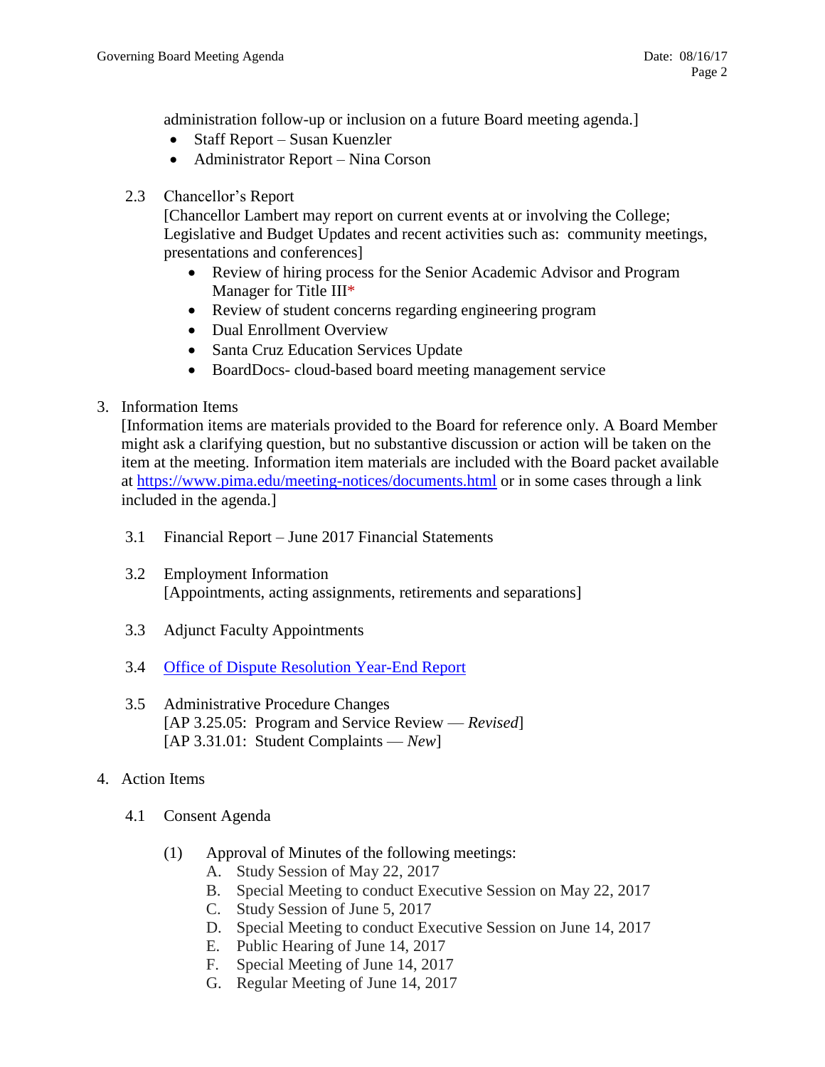administration follow-up or inclusion on a future Board meeting agenda.]

- Staff Report – Susan Kuenzler
- Administrator Report – Nina Corson

2.3 Chancellor's Report
[Chancellor Lambert may report on current events at or involving the College; Legislative and Budget Updates and recent activities such as: community meetings, presentations and conferences]

- Review of hiring process for the Senior Academic Advisor and Program Manager for Title III*
- Review of student concerns regarding engineering program
- Dual Enrollment Overview
- Santa Cruz Education Services Update
- BoardDocs- cloud-based board meeting management service

3. Information Items
[Information items are materials provided to the Board for reference only. A Board Member might ask a clarifying question, but no substantive discussion or action will be taken on the item at the meeting. Information item materials are included with the Board packet available at https://www.pima.edu/meeting-notices/documents.html or in some cases through a link included in the agenda.]

3.1 Financial Report – June 2017 Financial Statements

3.2 Employment Information
[Appointments, acting assignments, retirements and separations]

3.3 Adjunct Faculty Appointments

3.4 Office of Dispute Resolution Year-End Report

3.5 Administrative Procedure Changes
[AP 3.25.05: Program and Service Review — *Revised*]
[AP 3.31.01: Student Complaints — *New*]

4. Action Items

4.1 Consent Agenda

(1) Approval of Minutes of the following meetings:
A. Study Session of May 22, 2017
B. Special Meeting to conduct Executive Session on May 22, 2017
C. Study Session of June 5, 2017
D. Special Meeting to conduct Executive Session on June 14, 2017
E. Public Hearing of June 14, 2017
F. Special Meeting of June 14, 2017
G. Regular Meeting of June 14, 2017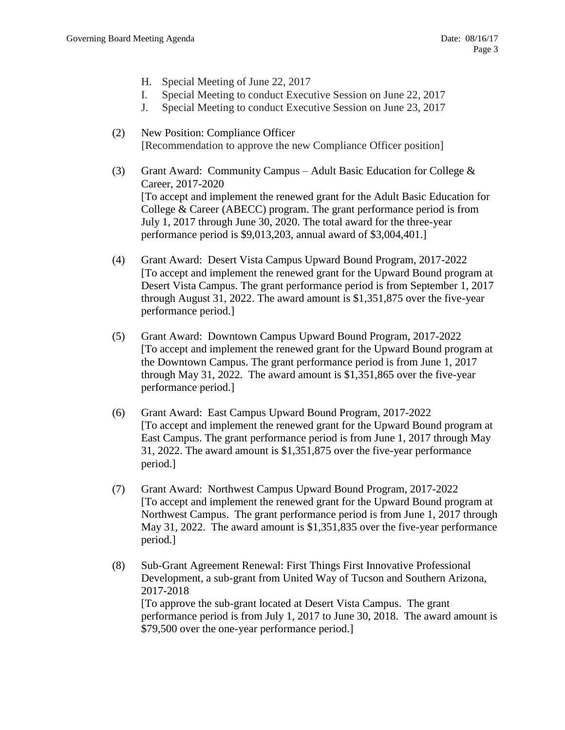H. Special Meeting of June 22, 2017
I. Special Meeting to conduct Executive Session on June 22, 2017
J. Special Meeting to conduct Executive Session on June 23, 2017

(2) New Position: Compliance Officer
[Recommendation to approve the new Compliance Officer position]

(3) Grant Award: Community Campus – Adult Basic Education for College & Career, 2017-2020
[To accept and implement the renewed grant for the Adult Basic Education for College & Career (ABECC) program. The grant performance period is from July 1, 2017 through June 30, 2020. The total award for the three-year performance period is $9,013,203, annual award of $3,004,401.]

(4) Grant Award: Desert Vista Campus Upward Bound Program, 2017-2022
[To accept and implement the renewed grant for the Upward Bound program at Desert Vista Campus. The grant performance period is from September 1, 2017 through August 31, 2022. The award amount is $1,351,875 over the five-year performance period.]

(5) Grant Award: Downtown Campus Upward Bound Program, 2017-2022
[To accept and implement the renewed grant for the Upward Bound program at the Downtown Campus. The grant performance period is from June 1, 2017 through May 31, 2022. The award amount is $1,351,865 over the five-year performance period.]

(6) Grant Award: East Campus Upward Bound Program, 2017-2022
[To accept and implement the renewed grant for the Upward Bound program at East Campus. The grant performance period is from June 1, 2017 through May 31, 2022. The award amount is $1,351,875 over the five-year performance period.]

(7) Grant Award: Northwest Campus Upward Bound Program, 2017-2022
[To accept and implement the renewed grant for the Upward Bound program at Northwest Campus. The grant performance period is from June 1, 2017 through May 31, 2022. The award amount is $1,351,835 over the five-year performance period.]

(8) Sub-Grant Agreement Renewal: First Things First Innovative Professional Development, a sub-grant from United Way of Tucson and Southern Arizona, 2017-2018
[To approve the sub-grant located at Desert Vista Campus. The grant performance period is from July 1, 2017 to June 30, 2018. The award amount is $79,500 over the one-year performance period.]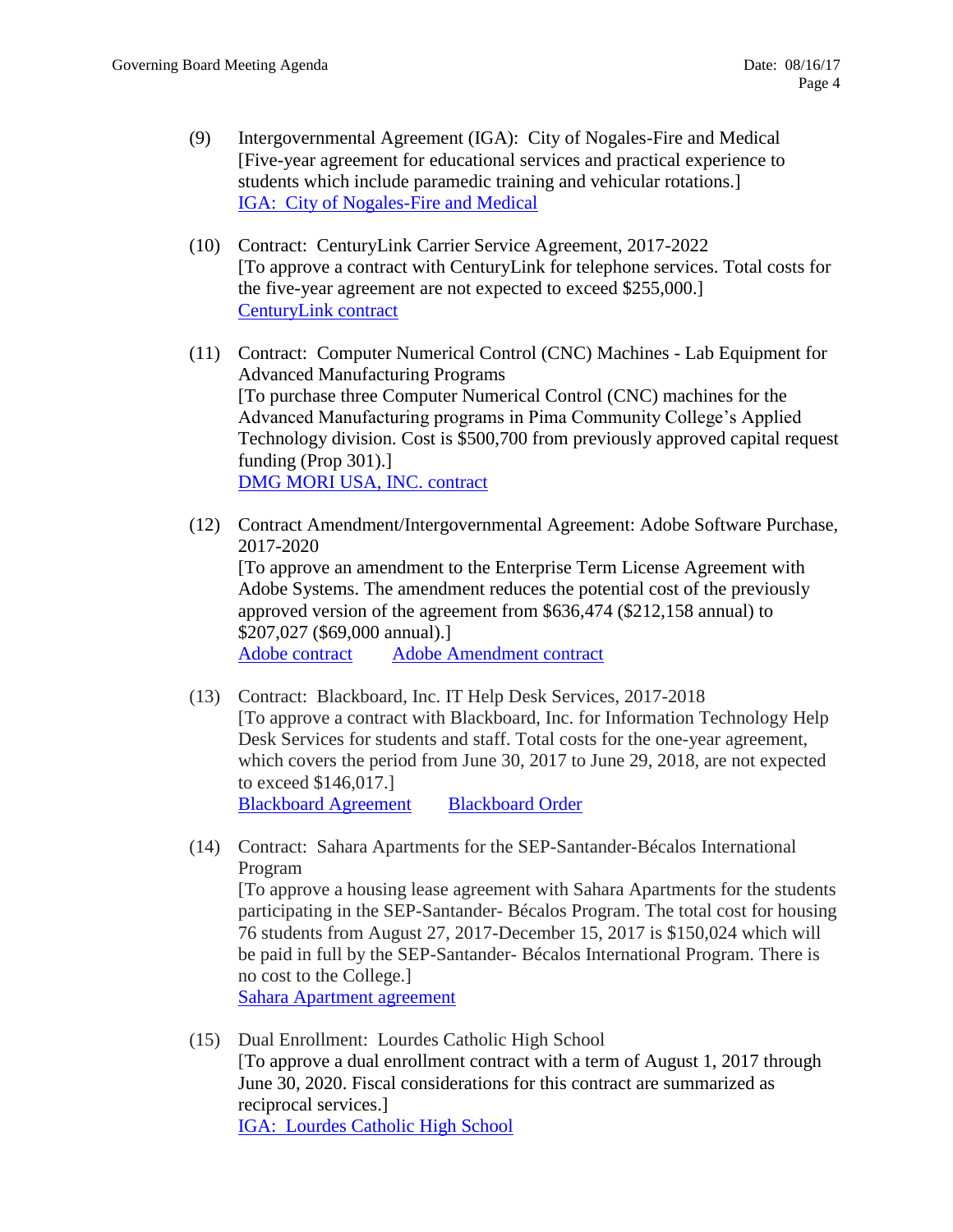(9) Intergovernmental Agreement (IGA): City of Nogales-Fire and Medical
[Five-year agreement for educational services and practical experience to students which include paramedic training and vehicular rotations.]
IGA: City of Nogales-Fire and Medical

(10) Contract: CenturyLink Carrier Service Agreement, 2017-2022
[To approve a contract with CenturyLink for telephone services. Total costs for the five-year agreement are not expected to exceed $255,000.]
CenturyLink contract

(11) Contract: Computer Numerical Control (CNC) Machines - Lab Equipment for Advanced Manufacturing Programs
[To purchase three Computer Numerical Control (CNC) machines for the Advanced Manufacturing programs in Pima Community College's Applied Technology division. Cost is $500,700 from previously approved capital request funding (Prop 301).]
DMG MORI USA, INC. contract

(12) Contract Amendment/Intergovernmental Agreement: Adobe Software Purchase, 2017-2020
[To approve an amendment to the Enterprise Term License Agreement with Adobe Systems. The amendment reduces the potential cost of the previously approved version of the agreement from $636,474 ($212,158 annual) to $207,027 ($69,000 annual).]
Adobe contract    Adobe Amendment contract

(13) Contract: Blackboard, Inc. IT Help Desk Services, 2017-2018
[To approve a contract with Blackboard, Inc. for Information Technology Help Desk Services for students and staff. Total costs for the one-year agreement, which covers the period from June 30, 2017 to June 29, 2018, are not expected to exceed $146,017.]
Blackboard Agreement    Blackboard Order

(14) Contract: Sahara Apartments for the SEP-Santander-Bécalos International Program
[To approve a housing lease agreement with Sahara Apartments for the students participating in the SEP-Santander- Bécalos Program. The total cost for housing 76 students from August 27, 2017-December 15, 2017 is $150,024 which will be paid in full by the SEP-Santander- Bécalos International Program. There is no cost to the College.]
Sahara Apartment agreement

(15) Dual Enrollment: Lourdes Catholic High School
[To approve a dual enrollment contract with a term of August 1, 2017 through June 30, 2020. Fiscal considerations for this contract are summarized as reciprocal services.]
IGA: Lourdes Catholic High School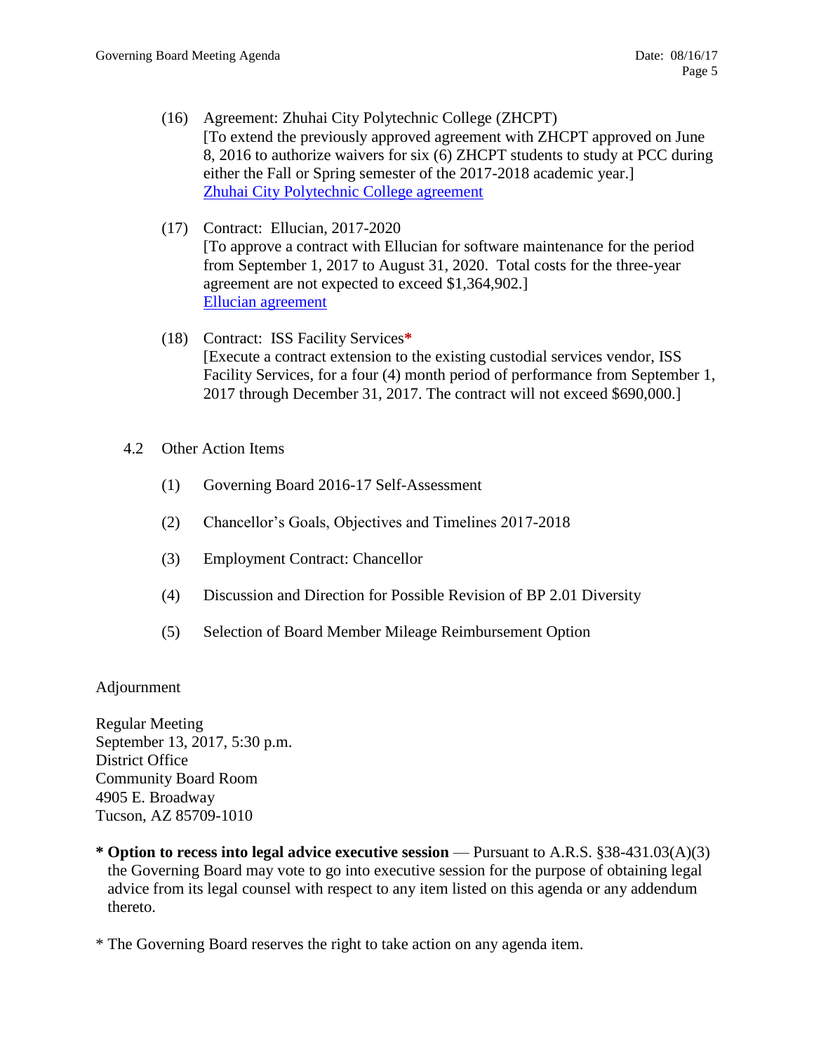(16) Agreement: Zhuhai City Polytechnic College (ZHCPT)
[To extend the previously approved agreement with ZHCPT approved on June 8, 2016 to authorize waivers for six (6) ZHCPT students to study at PCC during either the Fall or Spring semester of the 2017-2018 academic year.]
Zhuhai City Polytechnic College agreement

(17) Contract: Ellucian, 2017-2020
[To approve a contract with Ellucian for software maintenance for the period from September 1, 2017 to August 31, 2020. Total costs for the three-year agreement are not expected to exceed $1,364,902.]
Ellucian agreement

(18) Contract: ISS Facility Services*
[Execute a contract extension to the existing custodial services vendor, ISS Facility Services, for a four (4) month period of performance from September 1, 2017 through December 31, 2017. The contract will not exceed $690,000.]

4.2 Other Action Items

(1) Governing Board 2016-17 Self-Assessment

(2) Chancellor's Goals, Objectives and Timelines 2017-2018

(3) Employment Contract: Chancellor

(4) Discussion and Direction for Possible Revision of BP 2.01 Diversity

(5) Selection of Board Member Mileage Reimbursement Option

Adjournment

Regular Meeting
September 13, 2017, 5:30 p.m.
District Office
Community Board Room
4905 E. Broadway
Tucson, AZ 85709-1010

* **Option to recess into legal advice executive session** — Pursuant to A.R.S. §38-431.03(A)(3) the Governing Board may vote to go into executive session for the purpose of obtaining legal advice from its legal counsel with respect to any item listed on this agenda or any addendum thereto.

* The Governing Board reserves the right to take action on any agenda item.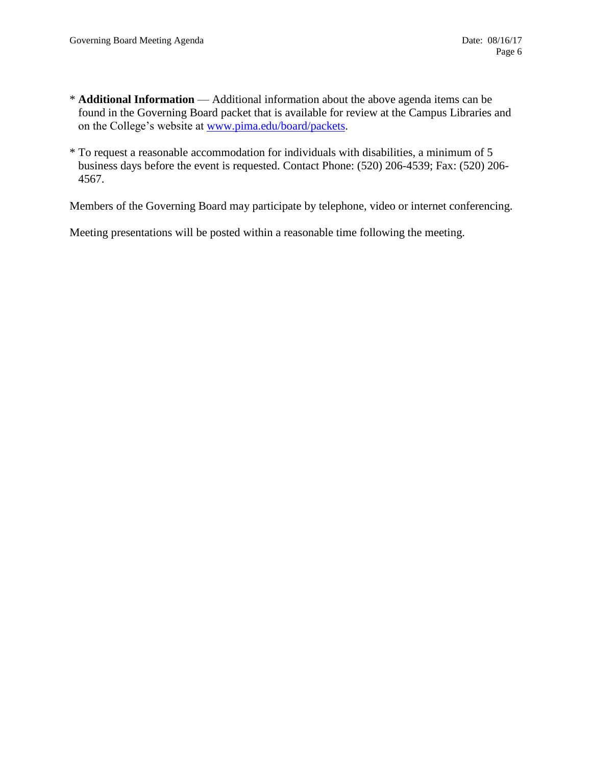* **Additional Information** — Additional information about the above agenda items can be found in the Governing Board packet that is available for review at the Campus Libraries and on the College's website at [www.pima.edu/board/packets](www.pima.edu/board/packets).

* To request a reasonable accommodation for individuals with disabilities, a minimum of 5 business days before the event is requested. Contact Phone: (520) 206-4539; Fax: (520) 206-4567.

Members of the Governing Board may participate by telephone, video or internet conferencing.

Meeting presentations will be posted within a reasonable time following the meeting.